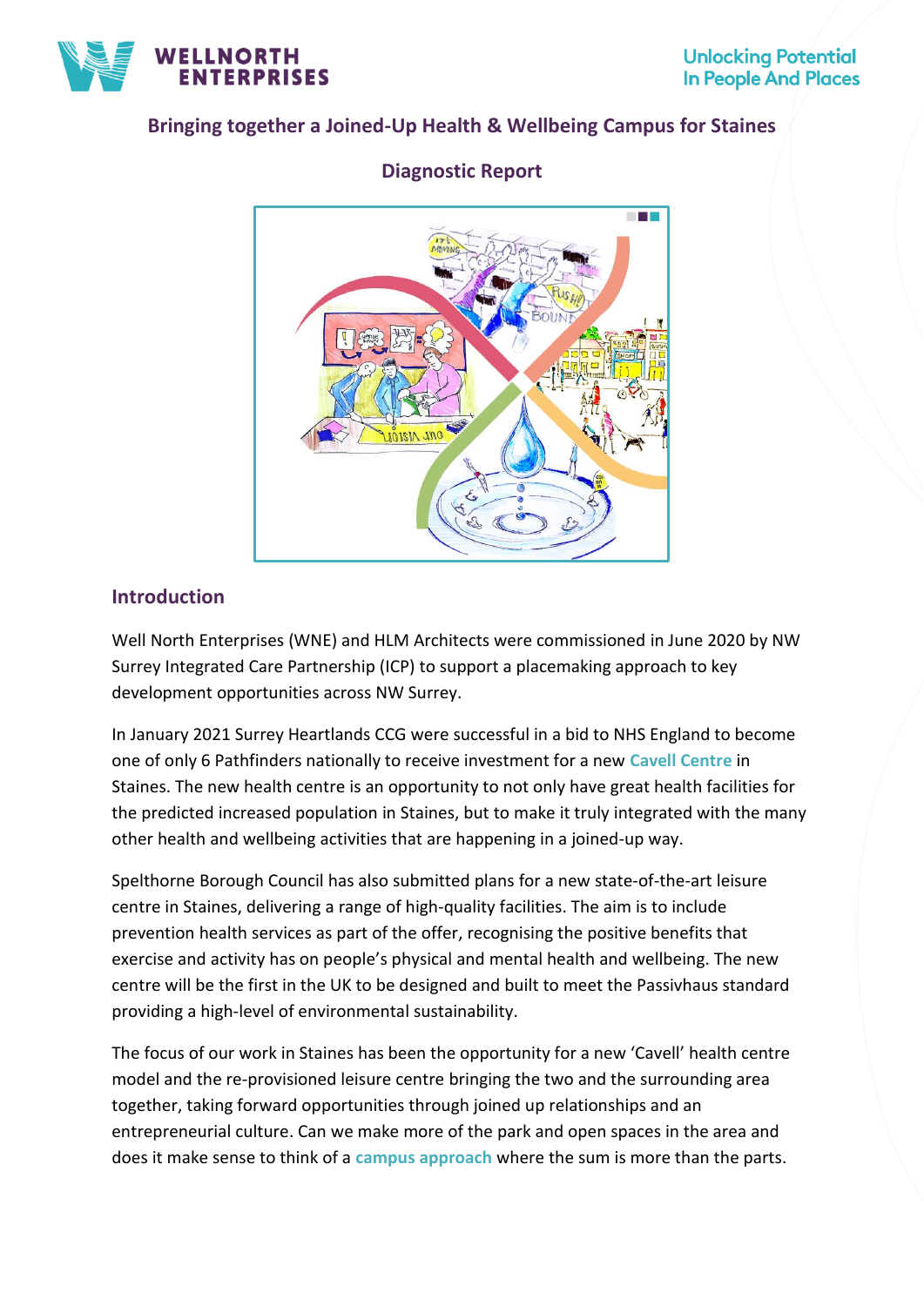# Bringing together a Joined-Up Health & Wellbeing Campus for Staines

## Diagnostic Report

## Introduction

Well North Enterprises (WNE) and HLM Architects were commissioned in June 2020 by NW Surrey Integrated Care Partnership (ICP) to support a placemaking approach to key development opportunities across NW Surrey.

In January 2021 Surrey Heartlands CCG were successful in a bid to NHS England to become one of only 6 Pathfinders nationally to receive investment for a new **Cavell Centre** in Staines. The new health centre is an opportunity to not only have great health facilities for the predicted increased population in Staines, but to make it truly integrated with the many other health and wellbeing activities that are happening in a joined-up way.

Spelthorne Borough Council has also submitted plans for a new state-of-the-art leisure centre in Staines, delivering a range of high-quality facilities. The aim is to include prevention health services as part of the offer, recognising the positive benefits that exercise and activity has on people's physical and mental health and wellbeing. The new centre will be the first in the UK to be designed and built to meet the Passivhaus standard providing a high-level of environmental sustainability.

The focus of our work in Staines has been the opportunity for a new 'Cavell' health centre model and the re-provisioned leisure centre bringing the two and the surrounding area together, taking forward opportunities through joined up relationships and an entrepreneurial culture. Can we make more of the park and open spaces in the area and does it make sense to think of a **campus approach** where the sum is more than the parts.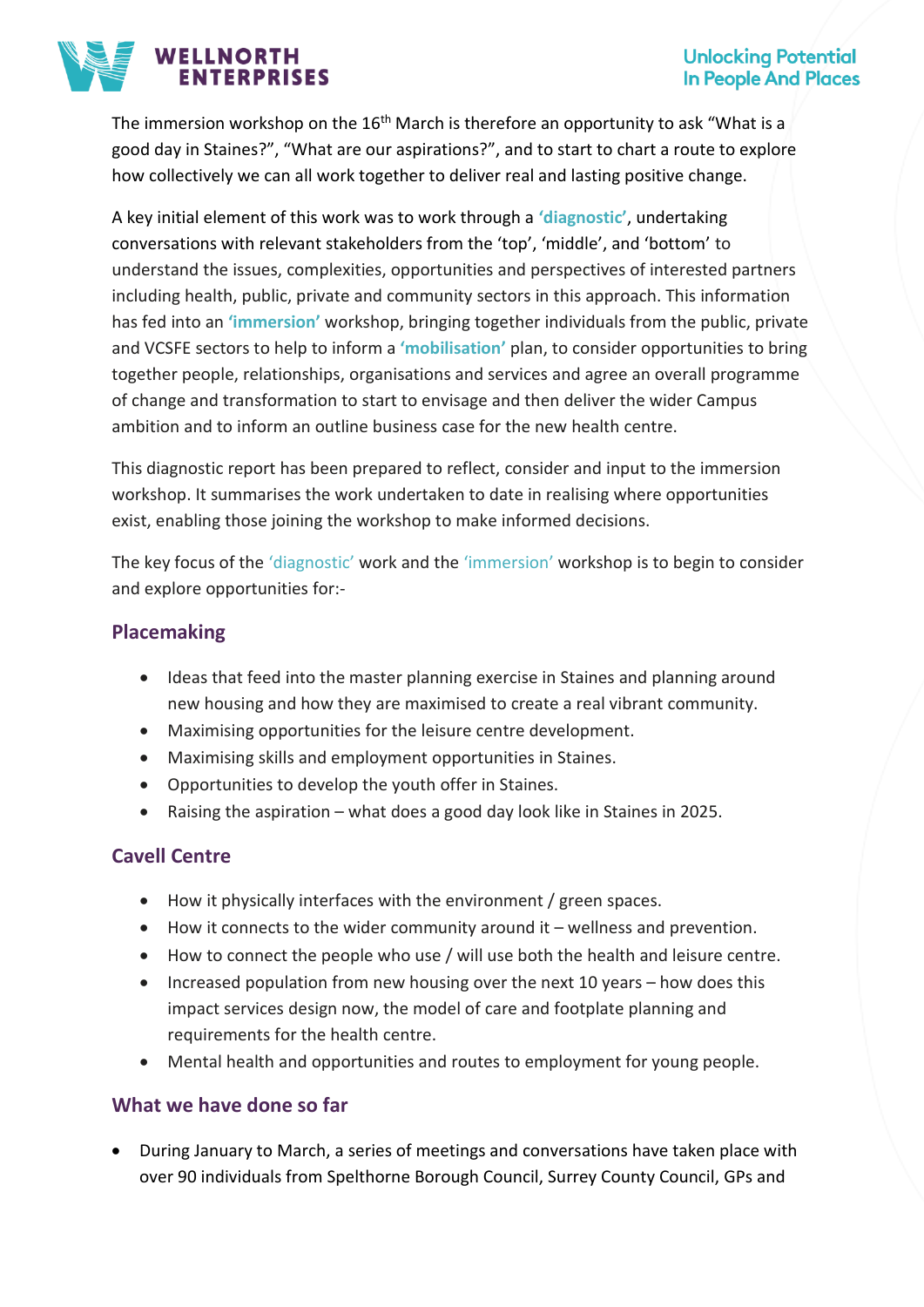The immersion workshop on the 16th March is therefore an opportunity to ask "What is a good day in Staines?", "What are our aspirations?", and to start to chart a route to explore how collectively we can all work together to deliver real and lasting positive change.

A key initial element of this work was to work through a **'diagnostic'**, undertaking conversations with relevant stakeholders from the 'top', 'middle', and 'bottom' to understand the issues, complexities, opportunities and perspectives of interested partners including health, public, private and community sectors in this approach. This information has fed into an **'immersion'** workshop, bringing together individuals from the public, private and VCSFE sectors to help to inform a **'mobilisation'** plan, to consider opportunities to bring together people, relationships, organisations and services and agree an overall programme of change and transformation to start to envisage and then deliver the wider Campus ambition and to inform an outline business case for the new health centre.

This diagnostic report has been prepared to reflect, consider and input to the immersion workshop. It summarises the work undertaken to date in realising where opportunities exist, enabling those joining the workshop to make informed decisions.

The key focus of the 'diagnostic' work and the 'immersion' workshop is to begin to consider and explore opportunities for:-

## Placemaking

- Ideas that feed into the master planning exercise in Staines and planning around new housing and how they are maximised to create a real vibrant community.
- Maximising opportunities for the leisure centre development.
- Maximising skills and employment opportunities in Staines.
- Opportunities to develop the youth offer in Staines.
- Raising the aspiration – what does a good day look like in Staines in 2025.

## Cavell Centre

- How it physically interfaces with the environment / green spaces.
- How it connects to the wider community around it – wellness and prevention.
- How to connect the people who use / will use both the health and leisure centre.
- Increased population from new housing over the next 10 years – how does this impact services design now, the model of care and footplate planning and requirements for the health centre.
- Mental health and opportunities and routes to employment for young people.

## What we have done so far

- During January to March, a series of meetings and conversations have taken place with over 90 individuals from Spelthorne Borough Council, Surrey County Council, GPs and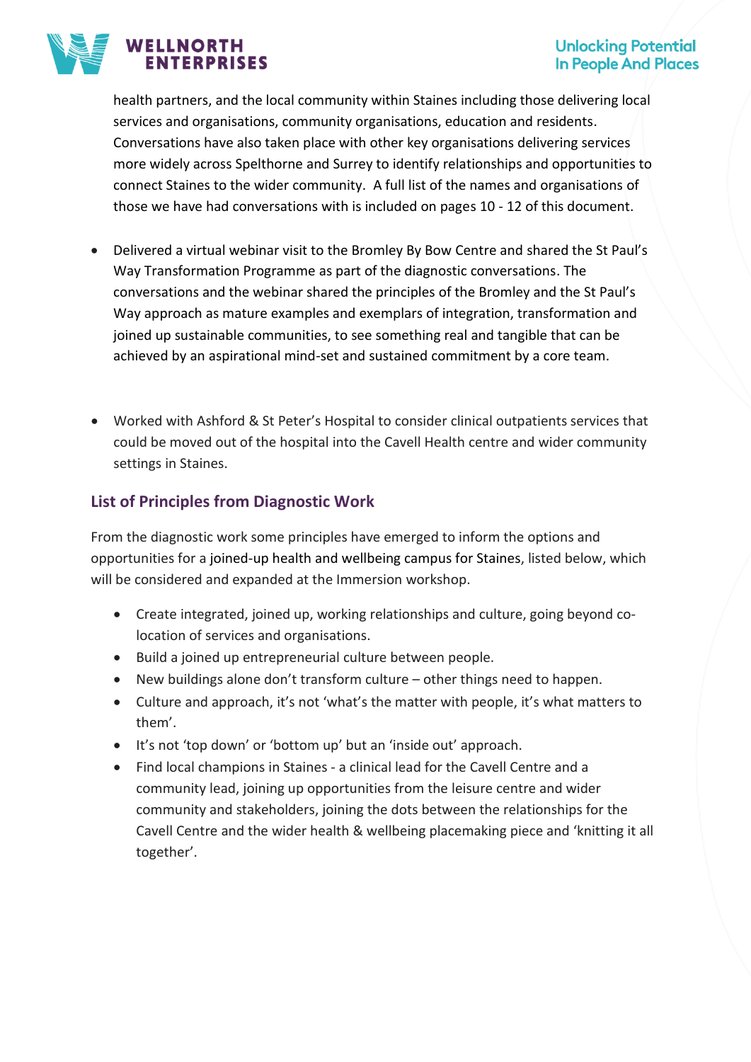health partners, and the local community within Staines including those delivering local services and organisations, community organisations, education and residents. Conversations have also taken place with other key organisations delivering services more widely across Spelthorne and Surrey to identify relationships and opportunities to connect Staines to the wider community. A full list of the names and organisations of those we have had conversations with is included on pages 10 - 12 of this document.

- Delivered a virtual webinar visit to the Bromley By Bow Centre and shared the St Paul's Way Transformation Programme as part of the diagnostic conversations. The conversations and the webinar shared the principles of the Bromley and the St Paul's Way approach as mature examples and exemplars of integration, transformation and joined up sustainable communities, to see something real and tangible that can be achieved by an aspirational mind-set and sustained commitment by a core team.

- Worked with Ashford & St Peter's Hospital to consider clinical outpatients services that could be moved out of the hospital into the Cavell Health centre and wider community settings in Staines.

## List of Principles from Diagnostic Work

From the diagnostic work some principles have emerged to inform the options and opportunities for a joined-up health and wellbeing campus for Staines, listed below, which will be considered and expanded at the Immersion workshop.

- Create integrated, joined up, working relationships and culture, going beyond co-location of services and organisations.
- Build a joined up entrepreneurial culture between people.
- New buildings alone don't transform culture – other things need to happen.
- Culture and approach, it's not 'what's the matter with people, it's what matters to them'.
- It's not 'top down' or 'bottom up' but an 'inside out' approach.
- Find local champions in Staines - a clinical lead for the Cavell Centre and a community lead, joining up opportunities from the leisure centre and wider community and stakeholders, joining the dots between the relationships for the Cavell Centre and the wider health & wellbeing placemaking piece and 'knitting it all together'.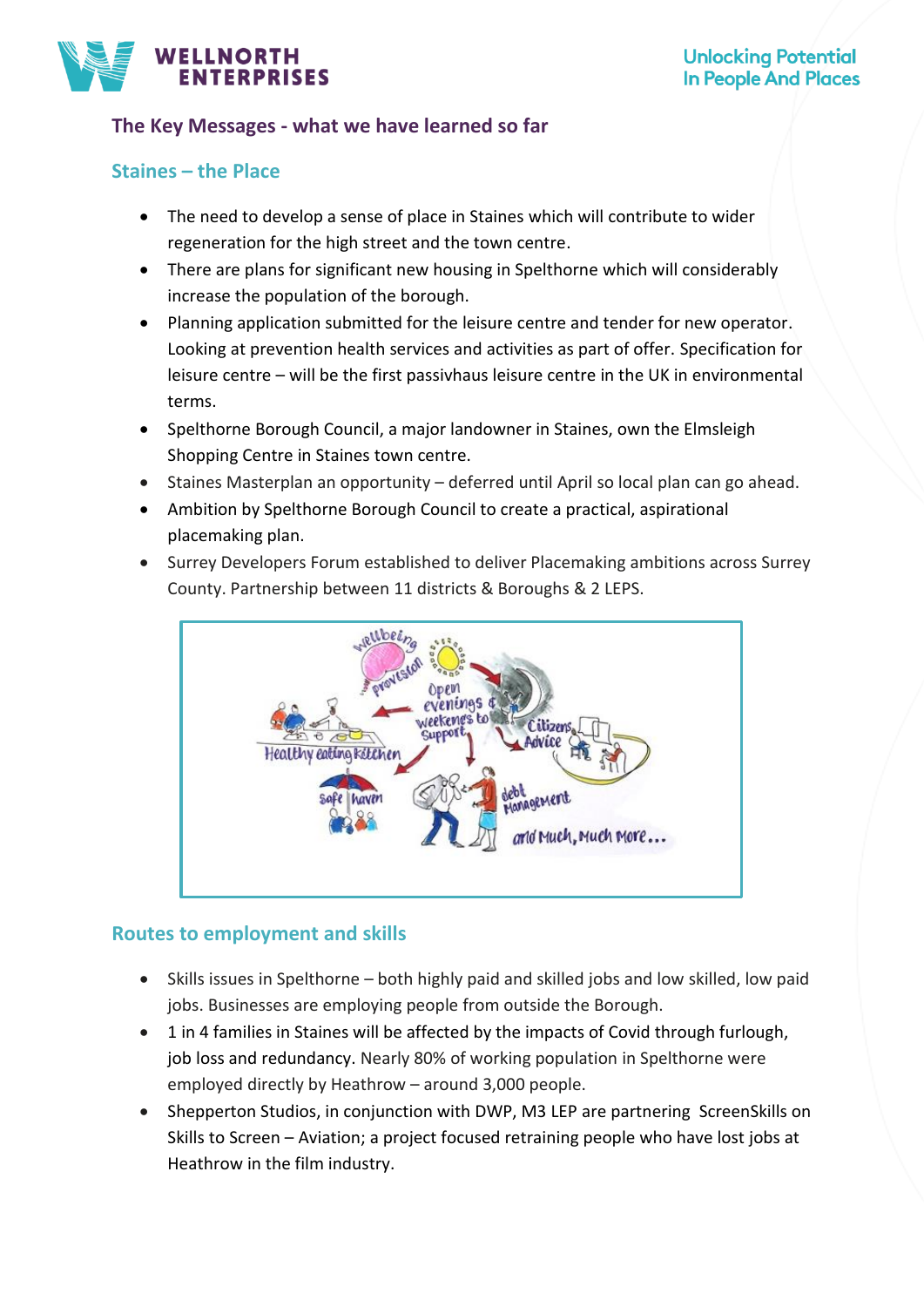## The Key Messages - what we have learned so far

### Staines – the Place

- The need to develop a sense of place in Staines which will contribute to wider regeneration for the high street and the town centre.
- There are plans for significant new housing in Spelthorne which will considerably increase the population of the borough.
- Planning application submitted for the leisure centre and tender for new operator. Looking at prevention health services and activities as part of offer. Specification for leisure centre – will be the first passivhaus leisure centre in the UK in environmental terms.
- Spelthorne Borough Council, a major landowner in Staines, own the Elmsleigh Shopping Centre in Staines town centre.
- Staines Masterplan an opportunity – deferred until April so local plan can go ahead.
- Ambition by Spelthorne Borough Council to create a practical, aspirational placemaking plan.
- Surrey Developers Forum established to deliver Placemaking ambitions across Surrey County. Partnership between 11 districts & Boroughs & 2 LEPS.

### Routes to employment and skills

- Skills issues in Spelthorne – both highly paid and skilled jobs and low skilled, low paid jobs. Businesses are employing people from outside the Borough.
- 1 in 4 families in Staines will be affected by the impacts of Covid through furlough, job loss and redundancy. Nearly 80% of working population in Spelthorne were employed directly by Heathrow – around 3,000 people.
- Shepperton Studios, in conjunction with DWP, M3 LEP are partnering ScreenSkills on Skills to Screen – Aviation; a project focused retraining people who have lost jobs at Heathrow in the film industry.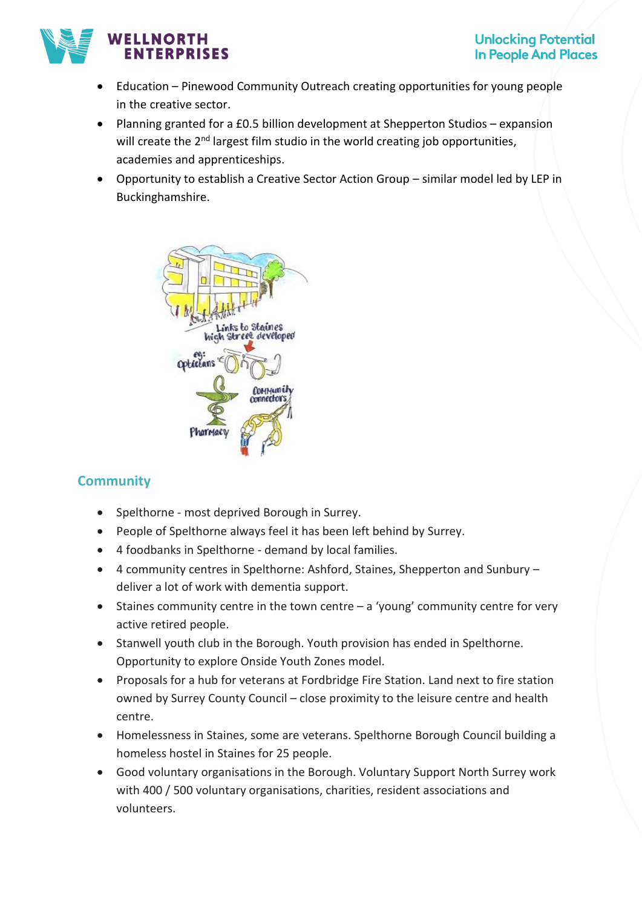- Education – Pinewood Community Outreach creating opportunities for young people in the creative sector.
- Planning granted for a £0.5 billion development at Shepperton Studios – expansion will create the 2nd largest film studio in the world creating job opportunities, academies and apprenticeships.
- Opportunity to establish a Creative Sector Action Group – similar model led by LEP in Buckinghamshire.

## Community

- Spelthorne - most deprived Borough in Surrey.
- People of Spelthorne always feel it has been left behind by Surrey.
- 4 foodbanks in Spelthorne - demand by local families.
- 4 community centres in Spelthorne: Ashford, Staines, Shepperton and Sunbury – deliver a lot of work with dementia support.
- Staines community centre in the town centre – a 'young' community centre for very active retired people.
- Stanwell youth club in the Borough. Youth provision has ended in Spelthorne. Opportunity to explore Onside Youth Zones model.
- Proposals for a hub for veterans at Fordbridge Fire Station. Land next to fire station owned by Surrey County Council – close proximity to the leisure centre and health centre.
- Homelessness in Staines, some are veterans. Spelthorne Borough Council building a homeless hostel in Staines for 25 people.
- Good voluntary organisations in the Borough. Voluntary Support North Surrey work with 400 / 500 voluntary organisations, charities, resident associations and volunteers.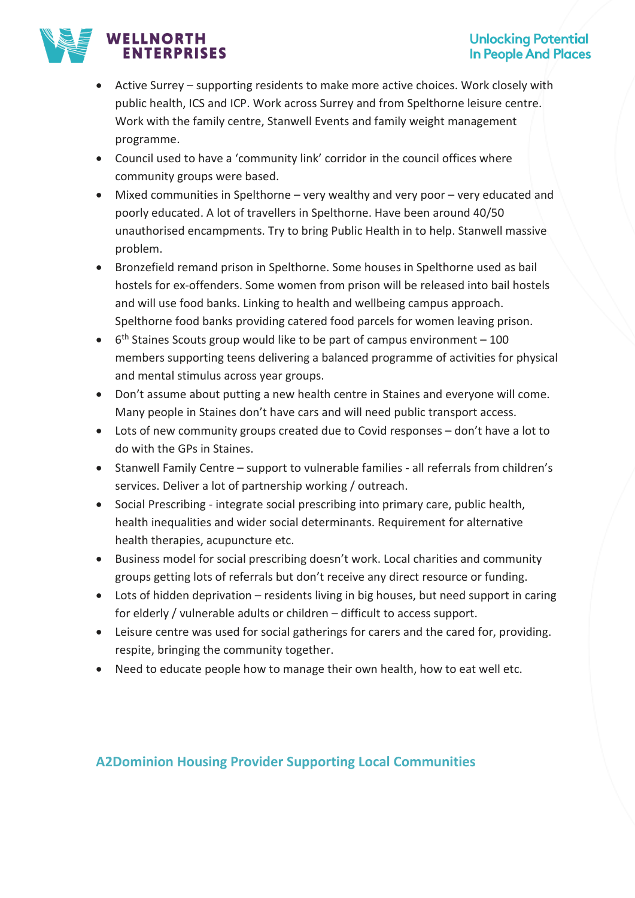- Active Surrey – supporting residents to make more active choices. Work closely with public health, ICS and ICP. Work across Surrey and from Spelthorne leisure centre. Work with the family centre, Stanwell Events and family weight management programme.
- Council used to have a 'community link' corridor in the council offices where community groups were based.
- Mixed communities in Spelthorne – very wealthy and very poor – very educated and poorly educated. A lot of travellers in Spelthorne. Have been around 40/50 unauthorised encampments. Try to bring Public Health in to help. Stanwell massive problem.
- Bronzefield remand prison in Spelthorne. Some houses in Spelthorne used as bail hostels for ex-offenders. Some women from prison will be released into bail hostels and will use food banks. Linking to health and wellbeing campus approach. Spelthorne food banks providing catered food parcels for women leaving prison.
- 6th Staines Scouts group would like to be part of campus environment – 100 members supporting teens delivering a balanced programme of activities for physical and mental stimulus across year groups.
- Don't assume about putting a new health centre in Staines and everyone will come. Many people in Staines don't have cars and will need public transport access.
- Lots of new community groups created due to Covid responses – don't have a lot to do with the GPs in Staines.
- Stanwell Family Centre – support to vulnerable families - all referrals from children's services. Deliver a lot of partnership working / outreach.
- Social Prescribing - integrate social prescribing into primary care, public health, health inequalities and wider social determinants. Requirement for alternative health therapies, acupuncture etc.
- Business model for social prescribing doesn't work. Local charities and community groups getting lots of referrals but don't receive any direct resource or funding.
- Lots of hidden deprivation – residents living in big houses, but need support in caring for elderly / vulnerable adults or children – difficult to access support.
- Leisure centre was used for social gatherings for carers and the cared for, providing. respite, bringing the community together.
- Need to educate people how to manage their own health, how to eat well etc.

## A2Dominion Housing Provider Supporting Local Communities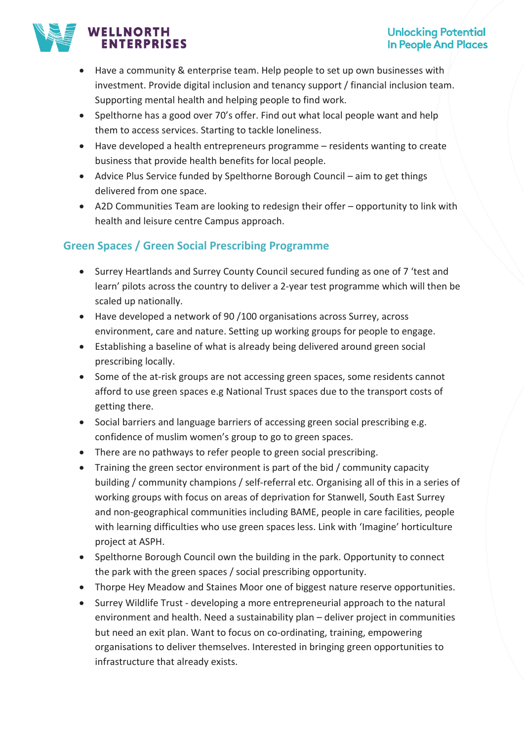- Have a community & enterprise team. Help people to set up own businesses with investment. Provide digital inclusion and tenancy support / financial inclusion team. Supporting mental health and helping people to find work.
- Spelthorne has a good over 70's offer. Find out what local people want and help them to access services. Starting to tackle loneliness.
- Have developed a health entrepreneurs programme – residents wanting to create business that provide health benefits for local people.
- Advice Plus Service funded by Spelthorne Borough Council – aim to get things delivered from one space.
- A2D Communities Team are looking to redesign their offer – opportunity to link with health and leisure centre Campus approach.

## Green Spaces / Green Social Prescribing Programme

- Surrey Heartlands and Surrey County Council secured funding as one of 7 'test and learn' pilots across the country to deliver a 2-year test programme which will then be scaled up nationally.
- Have developed a network of 90 /100 organisations across Surrey, across environment, care and nature. Setting up working groups for people to engage.
- Establishing a baseline of what is already being delivered around green social prescribing locally.
- Some of the at-risk groups are not accessing green spaces, some residents cannot afford to use green spaces e.g National Trust spaces due to the transport costs of getting there.
- Social barriers and language barriers of accessing green social prescribing e.g. confidence of muslim women's group to go to green spaces.
- There are no pathways to refer people to green social prescribing.
- Training the green sector environment is part of the bid / community capacity building / community champions / self-referral etc. Organising all of this in a series of working groups with focus on areas of deprivation for Stanwell, South East Surrey and non-geographical communities including BAME, people in care facilities, people with learning difficulties who use green spaces less. Link with 'Imagine' horticulture project at ASPH.
- Spelthorne Borough Council own the building in the park. Opportunity to connect the park with the green spaces / social prescribing opportunity.
- Thorpe Hey Meadow and Staines Moor one of biggest nature reserve opportunities.
- Surrey Wildlife Trust - developing a more entrepreneurial approach to the natural environment and health. Need a sustainability plan – deliver project in communities but need an exit plan. Want to focus on co-ordinating, training, empowering organisations to deliver themselves. Interested in bringing green opportunities to infrastructure that already exists.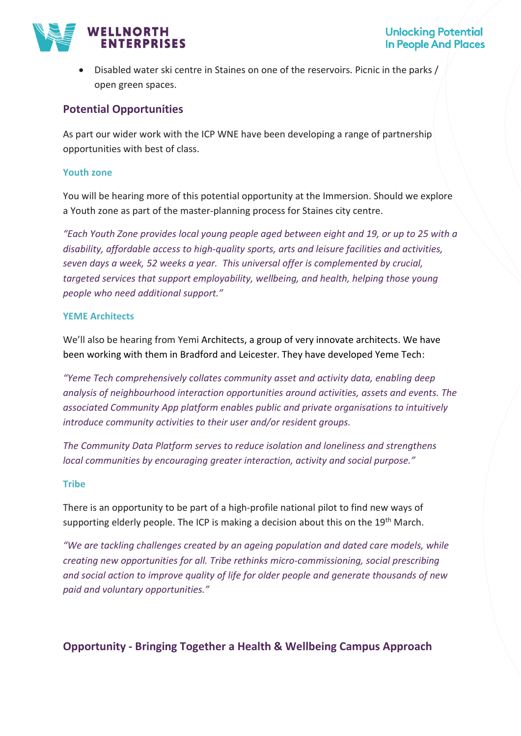- Disabled water ski centre in Staines on one of the reservoirs. Picnic in the parks / open green spaces.

## Potential Opportunities

As part our wider work with the ICP WNE have been developing a range of partnership opportunities with best of class.

### Youth zone

You will be hearing more of this potential opportunity at the Immersion. Should we explore a Youth zone as part of the master-planning process for Staines city centre.

*"Each Youth Zone provides local young people aged between eight and 19, or up to 25 with a disability, affordable access to high-quality sports, arts and leisure facilities and activities, seven days a week, 52 weeks a year. This universal offer is complemented by crucial, targeted services that support employability, wellbeing, and health, helping those young people who need additional support."*

### YEME Architects

We'll also be hearing from Yemi Architects, a group of very innovate architects. We have been working with them in Bradford and Leicester. They have developed Yeme Tech:

*"Yeme Tech comprehensively collates community asset and activity data, enabling deep analysis of neighbourhood interaction opportunities around activities, assets and events. The associated Community App platform enables public and private organisations to intuitively introduce community activities to their user and/or resident groups.*

*The Community Data Platform serves to reduce isolation and loneliness and strengthens local communities by encouraging greater interaction, activity and social purpose."*

### Tribe

There is an opportunity to be part of a high-profile national pilot to find new ways of supporting elderly people. The ICP is making a decision about this on the 19th March.

*"We are tackling challenges created by an ageing population and dated care models, while creating new opportunities for all. Tribe rethinks micro-commissioning, social prescribing and social action to improve quality of life for older people and generate thousands of new paid and voluntary opportunities."*

## Opportunity - Bringing Together a Health & Wellbeing Campus Approach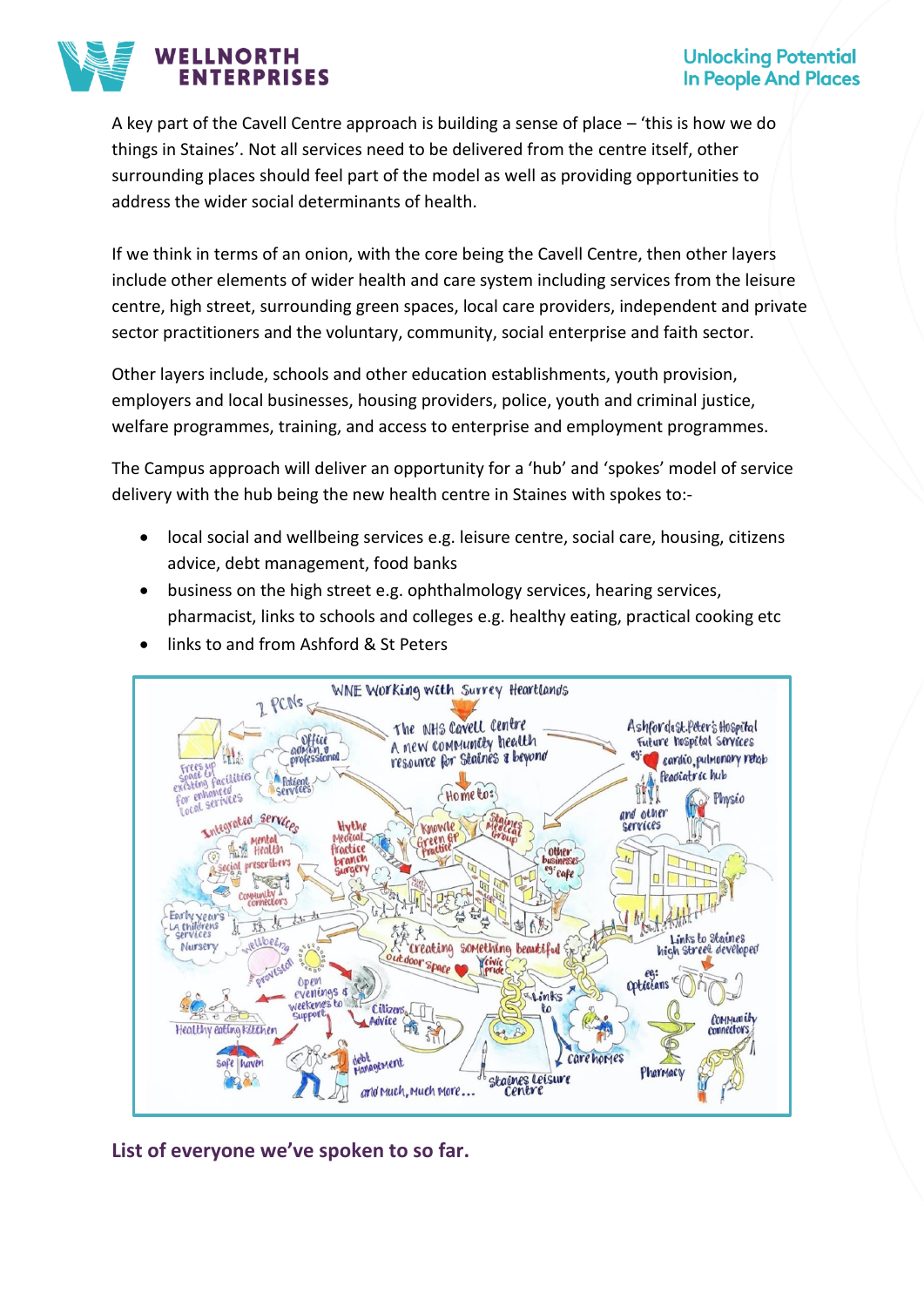A key part of the Cavell Centre approach is building a sense of place – 'this is how we do things in Staines'. Not all services need to be delivered from the centre itself, other surrounding places should feel part of the model as well as providing opportunities to address the wider social determinants of health.

If we think in terms of an onion, with the core being the Cavell Centre, then other layers include other elements of wider health and care system including services from the leisure centre, high street, surrounding green spaces, local care providers, independent and private sector practitioners and the voluntary, community, social enterprise and faith sector.

Other layers include, schools and other education establishments, youth provision, employers and local businesses, housing providers, police, youth and criminal justice, welfare programmes, training, and access to enterprise and employment programmes.

The Campus approach will deliver an opportunity for a 'hub' and 'spokes' model of service delivery with the hub being the new health centre in Staines with spokes to:-

- local social and wellbeing services e.g. leisure centre, social care, housing, citizens advice, debt management, food banks
- business on the high street e.g. ophthalmology services, hearing services, pharmacist, links to schools and colleges e.g. healthy eating, practical cooking etc
- links to and from Ashford & St Peters

## List of everyone we've spoken to so far.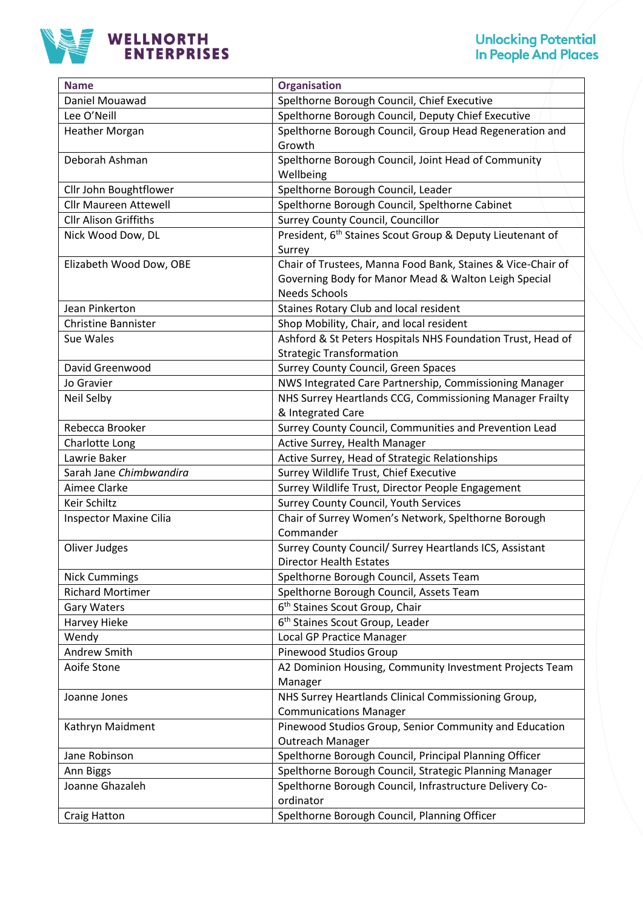| Name | Organisation |
|---|---|
| Daniel Mouawad | Spelthorne Borough Council, Chief Executive |
| Lee O'Neill | Spelthorne Borough Council, Deputy Chief Executive |
| Heather Morgan | Spelthorne Borough Council, Group Head Regeneration and Growth |
| Deborah Ashman | Spelthorne Borough Council, Joint Head of Community Wellbeing |
| Cllr John Boughtflower | Spelthorne Borough Council, Leader |
| Cllr Maureen Attewell | Spelthorne Borough Council, Spelthorne Cabinet |
| Cllr Alison Griffiths | Surrey County Council, Councillor |
| Nick Wood Dow, DL | President, 6th Staines Scout Group & Deputy Lieutenant of Surrey |
| Elizabeth Wood Dow, OBE | Chair of Trustees, Manna Food Bank, Staines & Vice-Chair of Governing Body for Manor Mead & Walton Leigh Special Needs Schools |
| Jean Pinkerton | Staines Rotary Club and local resident |
| Christine Bannister | Shop Mobility, Chair, and local resident |
| Sue Wales | Ashford & St Peters Hospitals NHS Foundation Trust, Head of Strategic Transformation |
| David Greenwood | Surrey County Council, Green Spaces |
| Jo Gravier | NWS Integrated Care Partnership, Commissioning Manager |
| Neil Selby | NHS Surrey Heartlands CCG, Commissioning Manager Frailty & Integrated Care |
| Rebecca Brooker | Surrey County Council, Communities and Prevention Lead |
| Charlotte Long | Active Surrey, Health Manager |
| Lawrie Baker | Active Surrey, Head of Strategic Relationships |
| Sarah Jane *Chimbwandira* | Surrey Wildlife Trust, Chief Executive |
| Aimee Clarke | Surrey Wildlife Trust, Director People Engagement |
| Keir Schiltz | Surrey County Council, Youth Services |
| Inspector Maxine Cilia | Chair of Surrey Women's Network, Spelthorne Borough Commander |
| Oliver Judges | Surrey County Council/ Surrey Heartlands ICS, Assistant Director Health Estates |
| Nick Cummings | Spelthorne Borough Council, Assets Team |
| Richard Mortimer | Spelthorne Borough Council, Assets Team |
| Gary Waters | 6th Staines Scout Group, Chair |
| Harvey Hieke | 6th Staines Scout Group, Leader |
| Wendy | Local GP Practice Manager |
| Andrew Smith | Pinewood Studios Group |
| Aoife Stone | A2 Dominion Housing, Community Investment Projects Team Manager |
| Joanne Jones | NHS Surrey Heartlands Clinical Commissioning Group, Communications Manager |
| Kathryn Maidment | Pinewood Studios Group, Senior Community and Education Outreach Manager |
| Jane Robinson | Spelthorne Borough Council, Principal Planning Officer |
| Ann Biggs | Spelthorne Borough Council, Strategic Planning Manager |
| Joanne Ghazaleh | Spelthorne Borough Council, Infrastructure Delivery Co-ordinator |
| Craig Hatton | Spelthorne Borough Council, Planning Officer |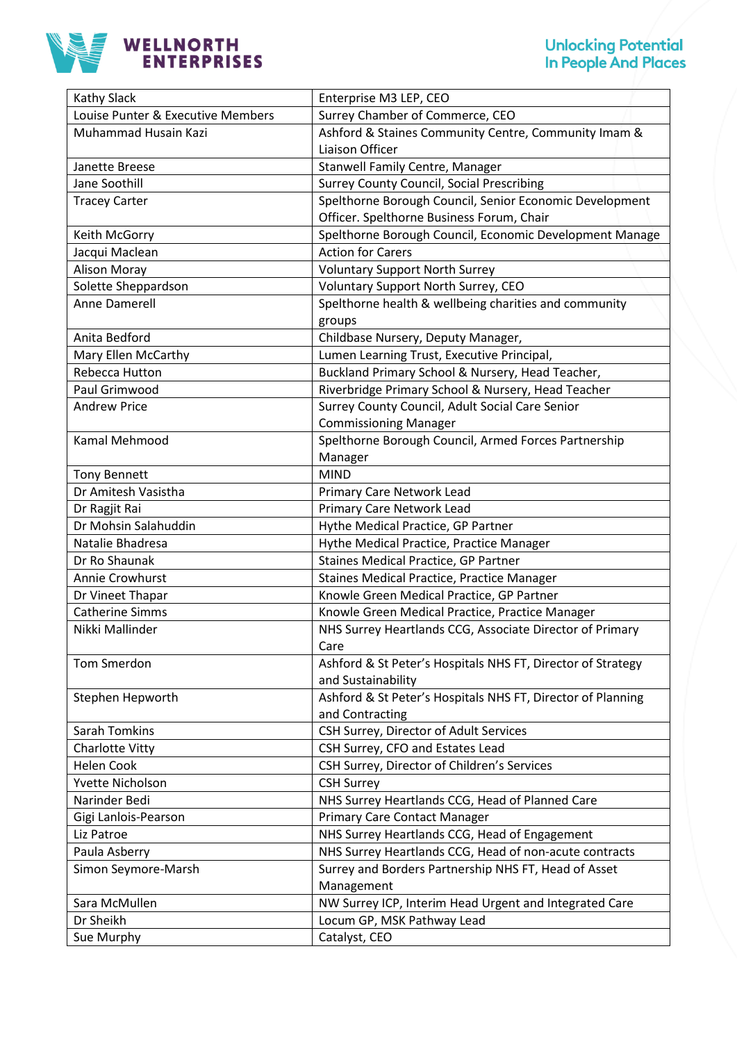| Kathy Slack | Enterprise M3 LEP, CEO |
|---|---|
| Louise Punter & Executive Members | Surrey Chamber of Commerce, CEO |
| Muhammad Husain Kazi | Ashford & Staines Community Centre, Community Imam & Liaison Officer |
| Janette Breese | Stanwell Family Centre, Manager |
| Jane Soothill | Surrey County Council, Social Prescribing |
| Tracey Carter | Spelthorne Borough Council, Senior Economic Development Officer. Spelthorne Business Forum, Chair |
| Keith McGorry | Spelthorne Borough Council, Economic Development Manage |
| Jacqui Maclean | Action for Carers |
| Alison Moray | Voluntary Support North Surrey |
| Solette Sheppardson | Voluntary Support North Surrey, CEO |
| Anne Damerell | Spelthorne health & wellbeing charities and community groups |
| Anita Bedford | Childbase Nursery, Deputy Manager, |
| Mary Ellen McCarthy | Lumen Learning Trust, Executive Principal, |
| Rebecca Hutton | Buckland Primary School & Nursery, Head Teacher, |
| Paul Grimwood | Riverbridge Primary School & Nursery, Head Teacher |
| Andrew Price | Surrey County Council, Adult Social Care Senior Commissioning Manager |
| Kamal Mehmood | Spelthorne Borough Council, Armed Forces Partnership Manager |
| Tony Bennett | MIND |
| Dr Amitesh Vasistha | Primary Care Network Lead |
| Dr Ragjit Rai | Primary Care Network Lead |
| Dr Mohsin Salahuddin | Hythe Medical Practice, GP Partner |
| Natalie Bhadresa | Hythe Medical Practice, Practice Manager |
| Dr Ro Shaunak | Staines Medical Practice, GP Partner |
| Annie Crowhurst | Staines Medical Practice, Practice Manager |
| Dr Vineet Thapar | Knowle Green Medical Practice, GP Partner |
| Catherine Simms | Knowle Green Medical Practice, Practice Manager |
| Nikki Mallinder | NHS Surrey Heartlands CCG, Associate Director of Primary Care |
| Tom Smerdon | Ashford & St Peter's Hospitals NHS FT, Director of Strategy and Sustainability |
| Stephen Hepworth | Ashford & St Peter's Hospitals NHS FT, Director of Planning and Contracting |
| Sarah Tomkins | CSH Surrey, Director of Adult Services |
| Charlotte Vitty | CSH Surrey, CFO and Estates Lead |
| Helen Cook | CSH Surrey, Director of Children's Services |
| Yvette Nicholson | CSH Surrey |
| Narinder Bedi | NHS Surrey Heartlands CCG, Head of Planned Care |
| Gigi Lanlois-Pearson | Primary Care Contact Manager |
| Liz Patroe | NHS Surrey Heartlands CCG, Head of Engagement |
| Paula Asberry | NHS Surrey Heartlands CCG, Head of non-acute contracts |
| Simon Seymore-Marsh | Surrey and Borders Partnership NHS FT, Head of Asset Management |
| Sara McMullen | NW Surrey ICP, Interim Head Urgent and Integrated Care |
| Dr Sheikh | Locum GP, MSK Pathway Lead |
| Sue Murphy | Catalyst, CEO |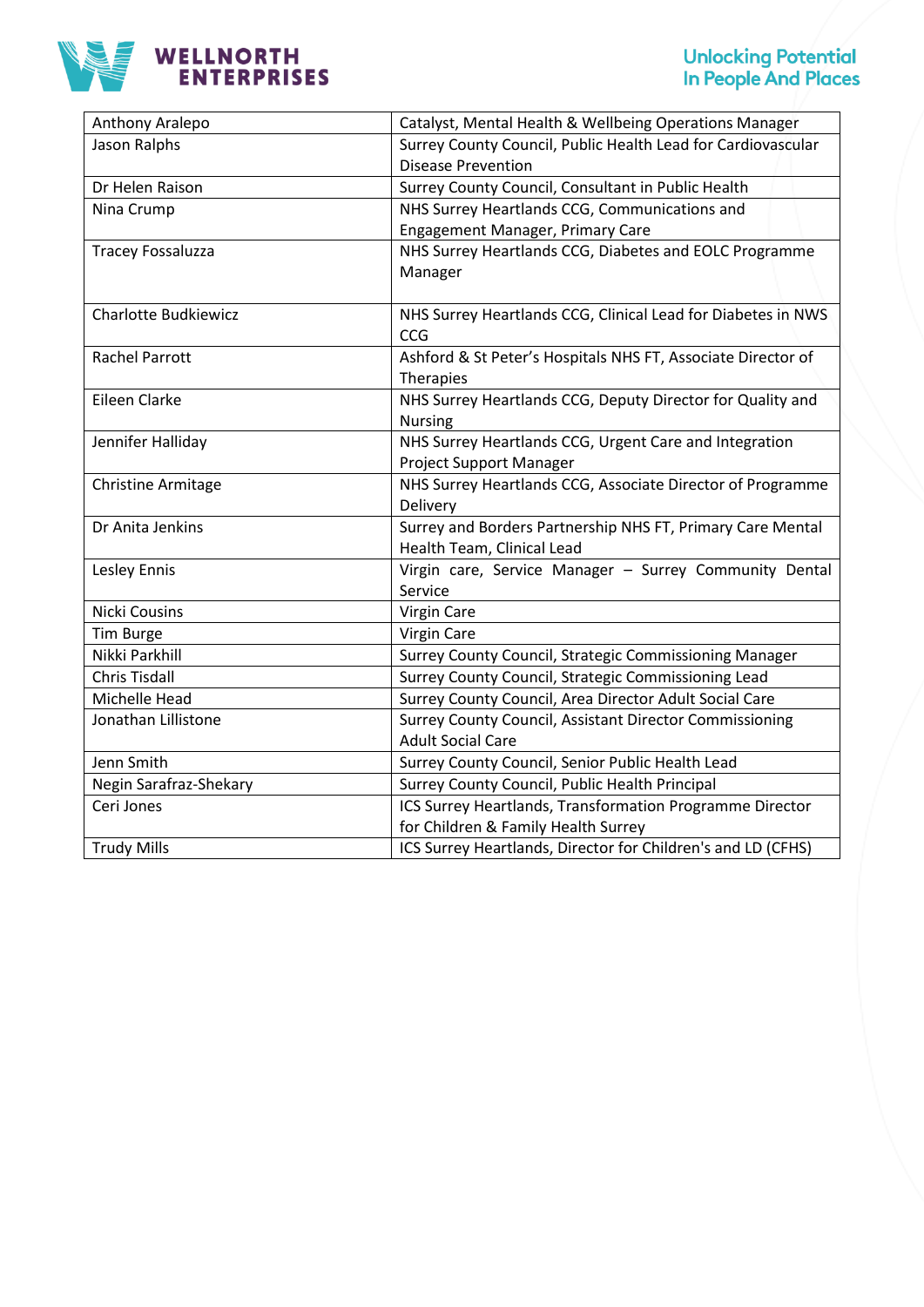| | |
|---|---|
| Anthony Aralepo | Catalyst, Mental Health & Wellbeing Operations Manager |
| Jason Ralphs | Surrey County Council, Public Health Lead for Cardiovascular Disease Prevention |
| Dr Helen Raison | Surrey County Council, Consultant in Public Health |
| Nina Crump | NHS Surrey Heartlands CCG, Communications and Engagement Manager, Primary Care |
| Tracey Fossaluzza | NHS Surrey Heartlands CCG, Diabetes and EOLC Programme Manager |
| Charlotte Budkiewicz | NHS Surrey Heartlands CCG, Clinical Lead for Diabetes in NWS CCG |
| Rachel Parrott | Ashford & St Peter's Hospitals NHS FT, Associate Director of Therapies |
| Eileen Clarke | NHS Surrey Heartlands CCG, Deputy Director for Quality and Nursing |
| Jennifer Halliday | NHS Surrey Heartlands CCG, Urgent Care and Integration Project Support Manager |
| Christine Armitage | NHS Surrey Heartlands CCG, Associate Director of Programme Delivery |
| Dr Anita Jenkins | Surrey and Borders Partnership NHS FT, Primary Care Mental Health Team, Clinical Lead |
| Lesley Ennis | Virgin care, Service Manager – Surrey Community Dental Service |
| Nicki Cousins | Virgin Care |
| Tim Burge | Virgin Care |
| Nikki Parkhill | Surrey County Council, Strategic Commissioning Manager |
| Chris Tisdall | Surrey County Council, Strategic Commissioning Lead |
| Michelle Head | Surrey County Council, Area Director Adult Social Care |
| Jonathan Lillistone | Surrey County Council, Assistant Director Commissioning Adult Social Care |
| Jenn Smith | Surrey County Council, Senior Public Health Lead |
| Negin Sarafraz-Shekary | Surrey County Council, Public Health Principal |
| Ceri Jones | ICS Surrey Heartlands, Transformation Programme Director for Children & Family Health Surrey |
| Trudy Mills | ICS Surrey Heartlands, Director for Children's and LD (CFHS) |